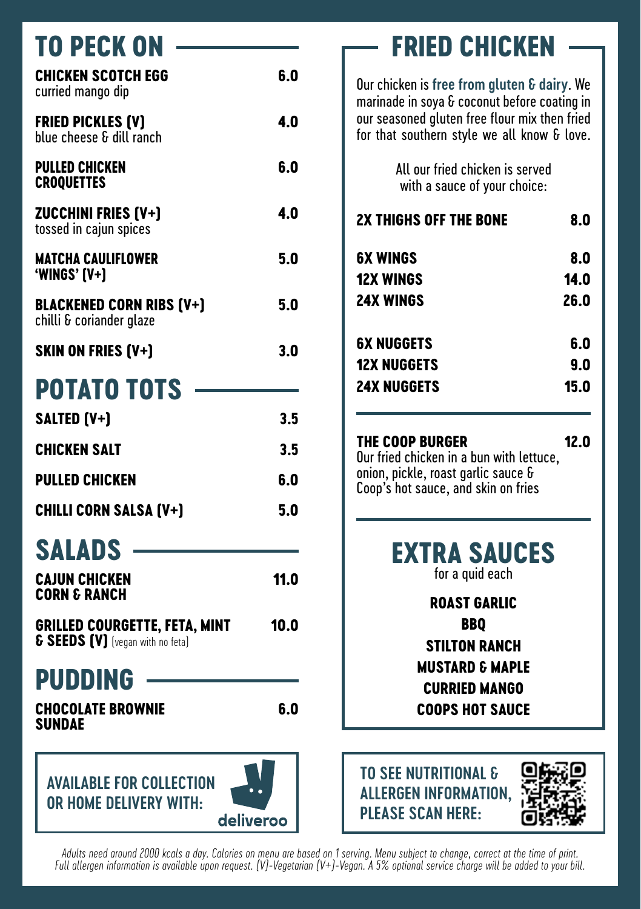## TO PECK ON

**CHICKEN SCOTCH EGG** 6.0
curried mango dip

**FRIED PICKLES (V)** 4.0
blue cheese & dill ranch

**PULLED CHICKEN CROQUETTES** 6.0

**ZUCCHINI FRIES (V+)** 4.0
tossed in cajun spices

**MATCHA CAULIFLOWER 'WINGS' (V+)** 5.0

**BLACKENED CORN RIBS (V+)** 5.0
chilli & coriander glaze

**SKIN ON FRIES (V+)** 3.0

## POTATO TOTS

**SALTED (V+)** 3.5

**CHICKEN SALT** 3.5

**PULLED CHICKEN** 6.0

**CHILLI CORN SALSA (V+)** 5.0

## SALADS

**CAJUN CHICKEN CORN & RANCH** 11.0

**GRILLED COURGETTE, FETA, MINT & SEEDS (V)** (vegan with no feta) 10.0

## PUDDING

**CHOCOLATE BROWNIE SUNDAE** 6.0

**AVAILABLE FOR COLLECTION OR HOME DELIVERY WITH:** deliveroo

## FRIED CHICKEN

Our chicken is **free from gluten & dairy**. We marinade in soya & coconut before coating in our seasoned gluten free flour mix then fried for that southern style we all know & love.

All our fried chicken is served with a sauce of your choice:

**2X THIGHS OFF THE BONE** 8.0

**6X WINGS** 8.0
**12X WINGS** 14.0
**24X WINGS** 26.0

**6X NUGGETS** 6.0
**12X NUGGETS** 9.0
**24X NUGGETS** 15.0

**THE COOP BURGER** 12.0
Our fried chicken in a bun with lettuce, onion, pickle, roast garlic sauce & Coop's hot sauce, and skin on fries

## EXTRA SAUCES

for a quid each

**ROAST GARLIC**
**BBQ**
**STILTON RANCH**
**MUSTARD & MAPLE**
**CURRIED MANGO**
**COOPS HOT SAUCE**

**TO SEE NUTRITIONAL & ALLERGEN INFORMATION, PLEASE SCAN HERE:**

*Adults need around 2000 kcals a day. Calories on menu are based on 1 serving. Menu subject to change, correct at the time of print. Full allergen information is available upon request. (V)-Vegetarian (V+)-Vegan. A 5% optional service charge will be added to your bill.*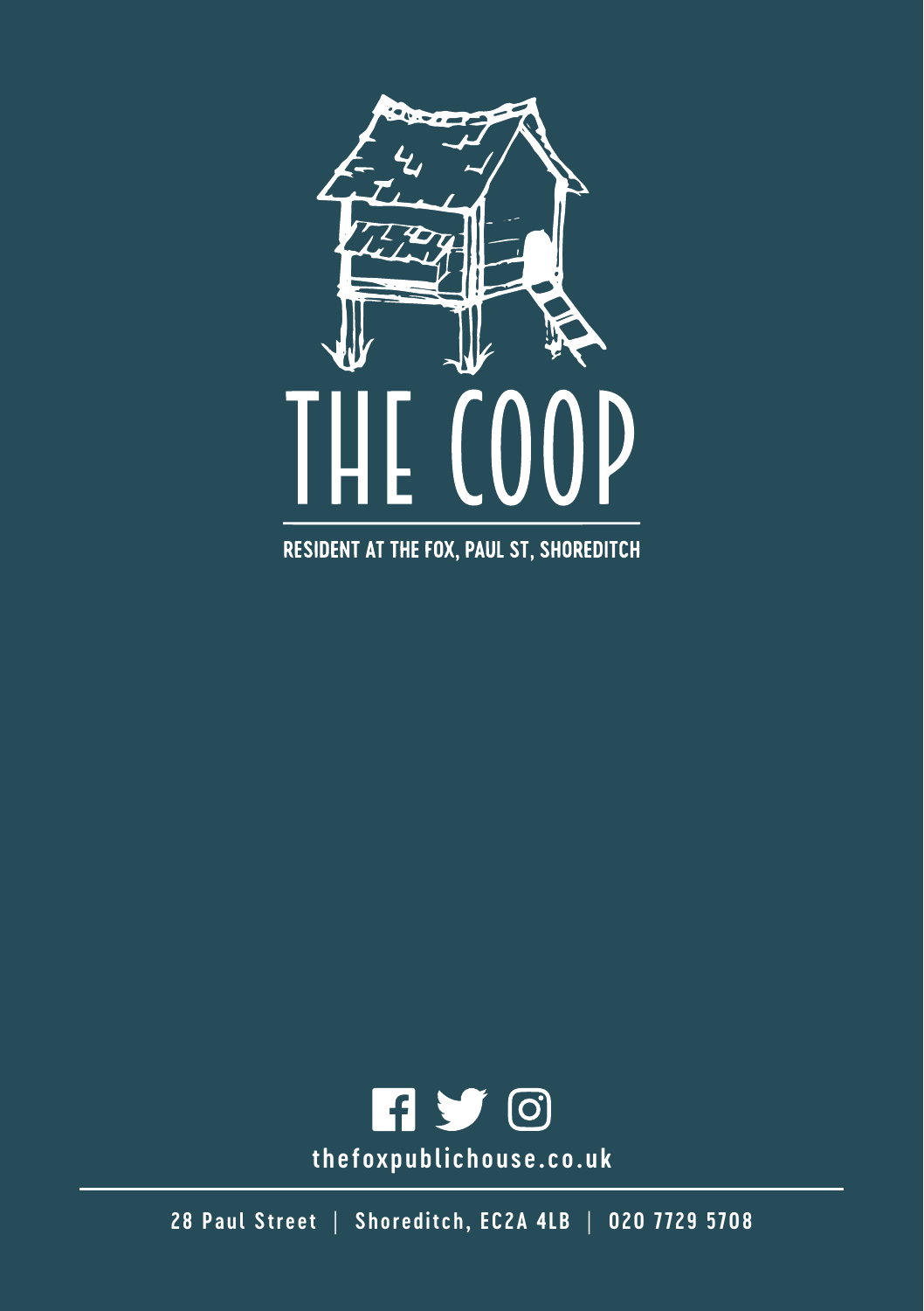# THE COOP

RESIDENT AT THE FOX, PAUL ST, SHOREDITCH

thefoxpublichouse.co.uk

28 Paul Street | Shoreditch, EC2A 4LB | 020 7729 5708